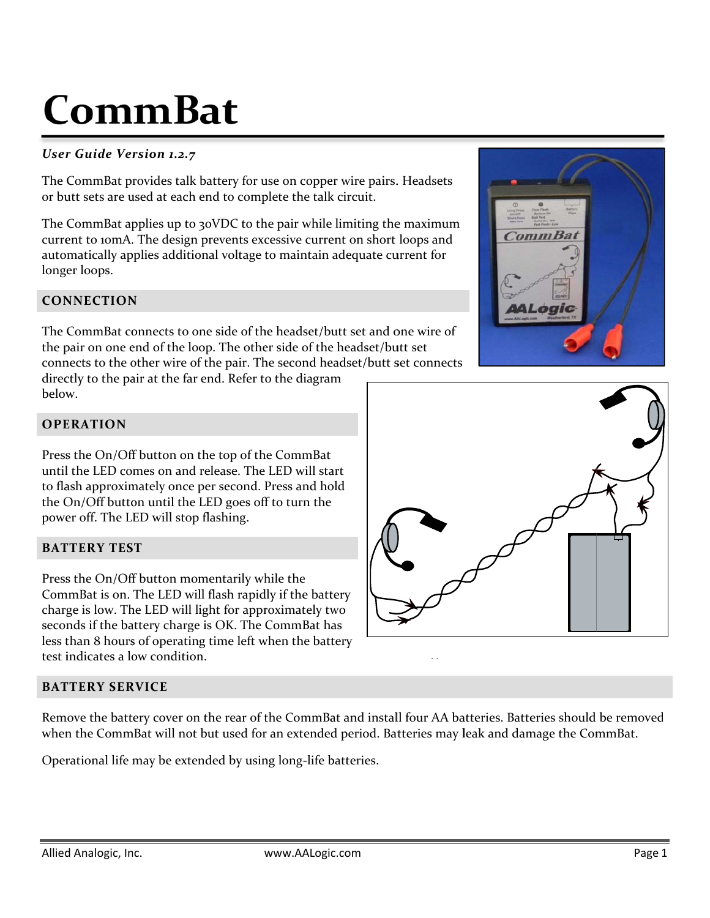# CommBat

***User Guide Version 1.2.7***

The CommBat provides talk battery for use on copper wire pairs. Headsets or butt sets are used at each end to complete the talk circuit.

The CommBat applies up to 30VDC to the pair while limiting the maximum current to 10mA. The design prevents excessive current on short loops and automatically applies additional voltage to maintain adequate current for longer loops.

## CONNECTION

The CommBat connects to one side of the headset/butt set and one wire of the pair on one end of the loop. The other side of the headset/butt set connects to the other wire of the pair. The second headset/butt set connects directly to the pair at the far end. Refer to the diagram below.

## OPERATION

Press the On/Off button on the top of the CommBat until the LED comes on and release. The LED will start to flash approximately once per second. Press and hold the On/Off button until the LED goes off to turn the power off. The LED will stop flashing.

## BATTERY TEST

Press the On/Off button momentarily while the CommBat is on. The LED will flash rapidly if the battery charge is low. The LED will light for approximately two seconds if the battery charge is OK. The CommBat has less than 8 hours of operating time left when the battery test indicates a low condition.

## BATTERY SERVICE

Remove the battery cover on the rear of the CommBat and install four AA batteries. Batteries should be removed when the CommBat will not but used for an extended period. Batteries may leak and damage the CommBat.

Operational life may be extended by using long-life batteries.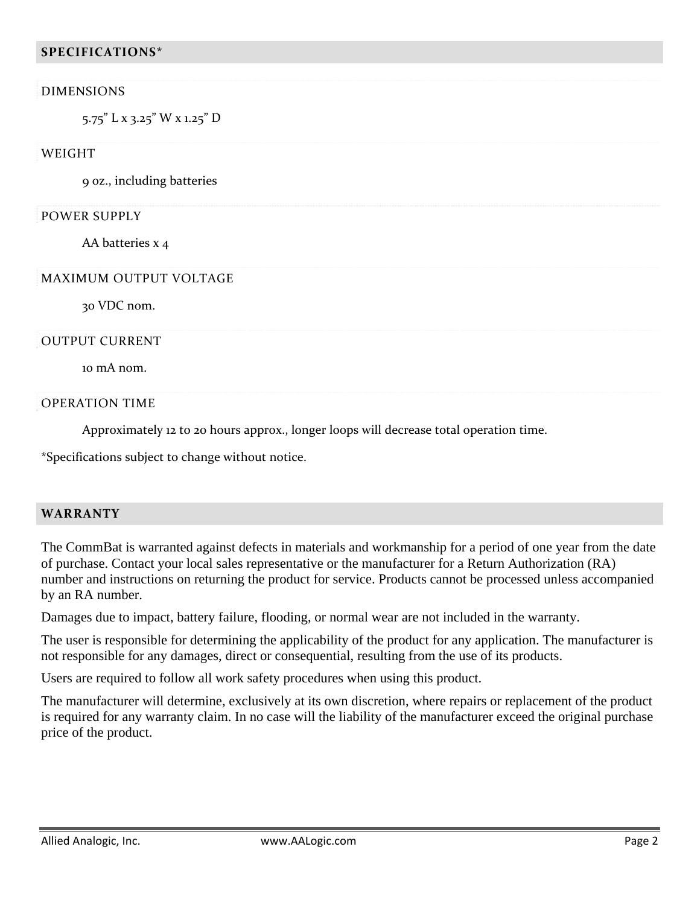## SPECIFICATIONS*

DIMENSIONS

5.75" L x 3.25" W x 1.25" D

WEIGHT

9 oz., including batteries

POWER SUPPLY

AA batteries x 4

MAXIMUM OUTPUT VOLTAGE

30 VDC nom.

OUTPUT CURRENT

10 mA nom.

OPERATION TIME

Approximately 12 to 20 hours approx., longer loops will decrease total operation time.

*Specifications subject to change without notice.

## WARRANTY

The CommBat is warranted against defects in materials and workmanship for a period of one year from the date of purchase. Contact your local sales representative or the manufacturer for a Return Authorization (RA) number and instructions on returning the product for service. Products cannot be processed unless accompanied by an RA number.

Damages due to impact, battery failure, flooding, or normal wear are not included in the warranty.

The user is responsible for determining the applicability of the product for any application. The manufacturer is not responsible for any damages, direct or consequential, resulting from the use of its products.

Users are required to follow all work safety procedures when using this product.

The manufacturer will determine, exclusively at its own discretion, where repairs or replacement of the product is required for any warranty claim. In no case will the liability of the manufacturer exceed the original purchase price of the product.